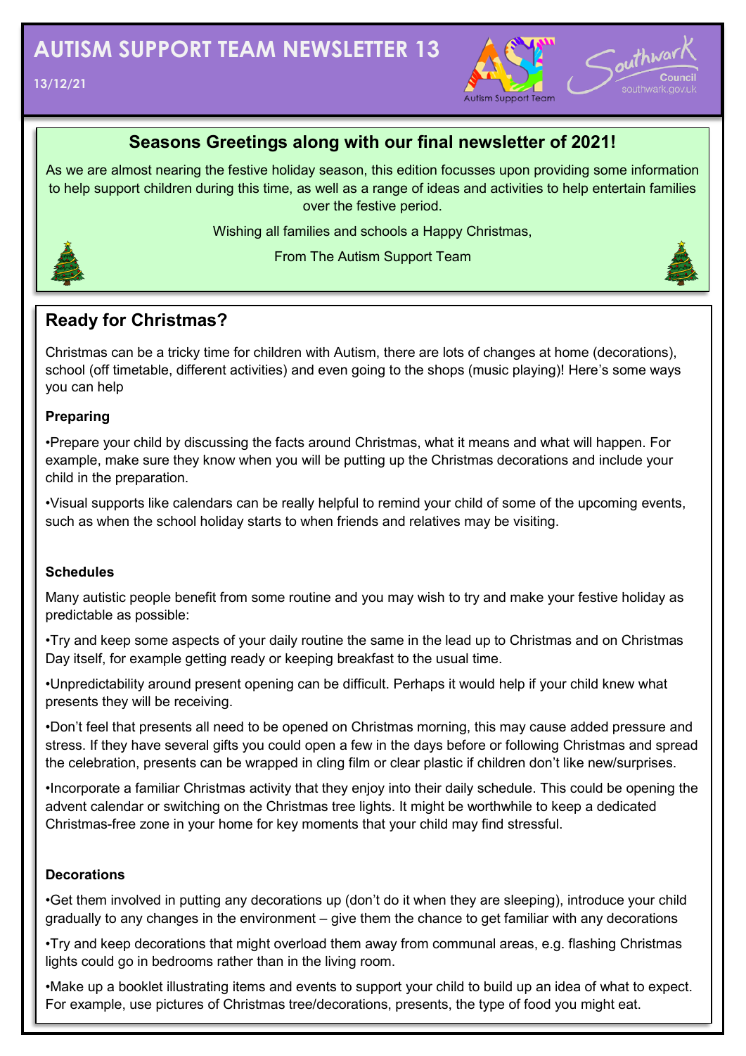# AUTISM SUPPORT TEAM NEWSLETTER 13

13/12/21

## Seasons Greetings along with our final newsletter of 2021!

As we are almost nearing the festive holiday season, this edition focusses upon providing some information to help support children during this time, as well as a range of ideas and activities to help entertain families over the festive period.

Wishing all families and schools a Happy Christmas,

From The Autism Support Team

## Ready for Christmas?

Christmas can be a tricky time for children with Autism, there are lots of changes at home (decorations), school (off timetable, different activities) and even going to the shops (music playing)! Here's some ways you can help

### Preparing

•Prepare your child by discussing the facts around Christmas, what it means and what will happen. For example, make sure they know when you will be putting up the Christmas decorations and include your child in the preparation.

•Visual supports like calendars can be really helpful to remind your child of some of the upcoming events, such as when the school holiday starts to when friends and relatives may be visiting.

### Schedules

Many autistic people benefit from some routine and you may wish to try and make your festive holiday as predictable as possible:

•Try and keep some aspects of your daily routine the same in the lead up to Christmas and on Christmas Day itself, for example getting ready or keeping breakfast to the usual time.

•Unpredictability around present opening can be difficult. Perhaps it would help if your child knew what presents they will be receiving.

•Don't feel that presents all need to be opened on Christmas morning, this may cause added pressure and stress. If they have several gifts you could open a few in the days before or following Christmas and spread the celebration, presents can be wrapped in cling film or clear plastic if children don't like new/surprises.

•Incorporate a familiar Christmas activity that they enjoy into their daily schedule. This could be opening the advent calendar or switching on the Christmas tree lights. It might be worthwhile to keep a dedicated Christmas-free zone in your home for key moments that your child may find stressful.

### Decorations

•Get them involved in putting any decorations up (don't do it when they are sleeping), introduce your child gradually to any changes in the environment – give them the chance to get familiar with any decorations

•Try and keep decorations that might overload them away from communal areas, e.g. flashing Christmas lights could go in bedrooms rather than in the living room.

•Make up a booklet illustrating items and events to support your child to build up an idea of what to expect. For example, use pictures of Christmas tree/decorations, presents, the type of food you might eat.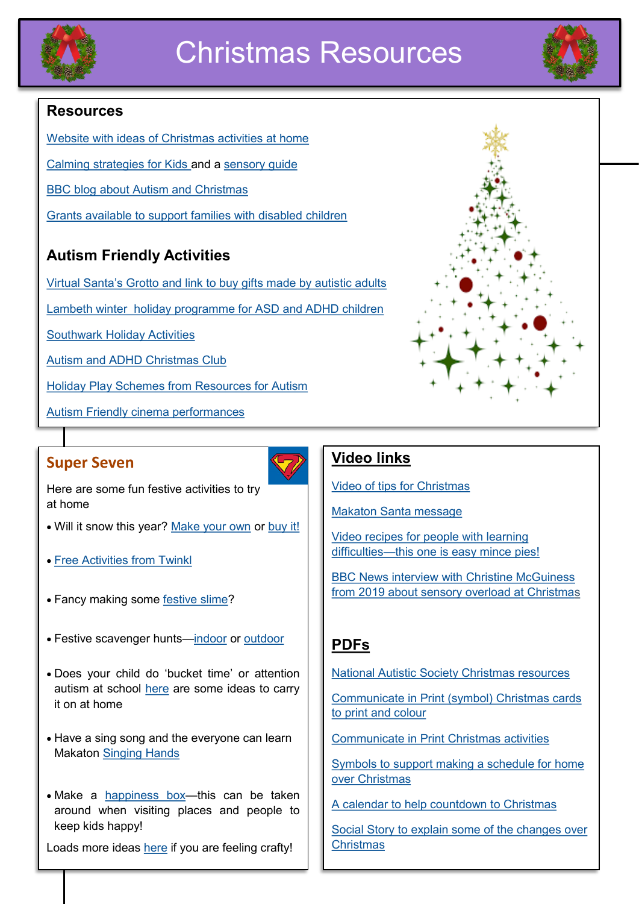# Christmas Resources

## Resources

Website with ideas of Christmas activities at home

Calming strategies for Kids and a sensory guide

BBC blog about Autism and Christmas

Grants available to support families with disabled children

## Autism Friendly Activities

Virtual Santa's Grotto and link to buy gifts made by autistic adults

Lambeth winter holiday programme for ASD and ADHD children

Southwark Holiday Activities

Autism and ADHD Christmas Club

Holiday Play Schemes from Resources for Autism

Autism Friendly cinema performances

## Super Seven

Here are some fun festive activities to try at home

- Will it snow this year? Make your own or buy it!
- Free Activities from Twinkl
- Fancy making some festive slime?
- Festive scavenger hunts—indoor or outdoor
- Does your child do 'bucket time' or attention autism at school here are some ideas to carry it on at home
- Have a sing song and the everyone can learn Makaton Singing Hands
- Make a happiness box—this can be taken around when visiting places and people to keep kids happy!

Loads more ideas here if you are feeling crafty!

## Video links

Video of tips for Christmas

Makaton Santa message

Video recipes for people with learning difficulties—this one is easy mince pies!

BBC News interview with Christine McGuiness from 2019 about sensory overload at Christmas

## PDFs

National Autistic Society Christmas resources

Communicate in Print (symbol) Christmas cards to print and colour

Communicate in Print Christmas activities

Symbols to support making a schedule for home over Christmas

A calendar to help countdown to Christmas

Social Story to explain some of the changes over Christmas